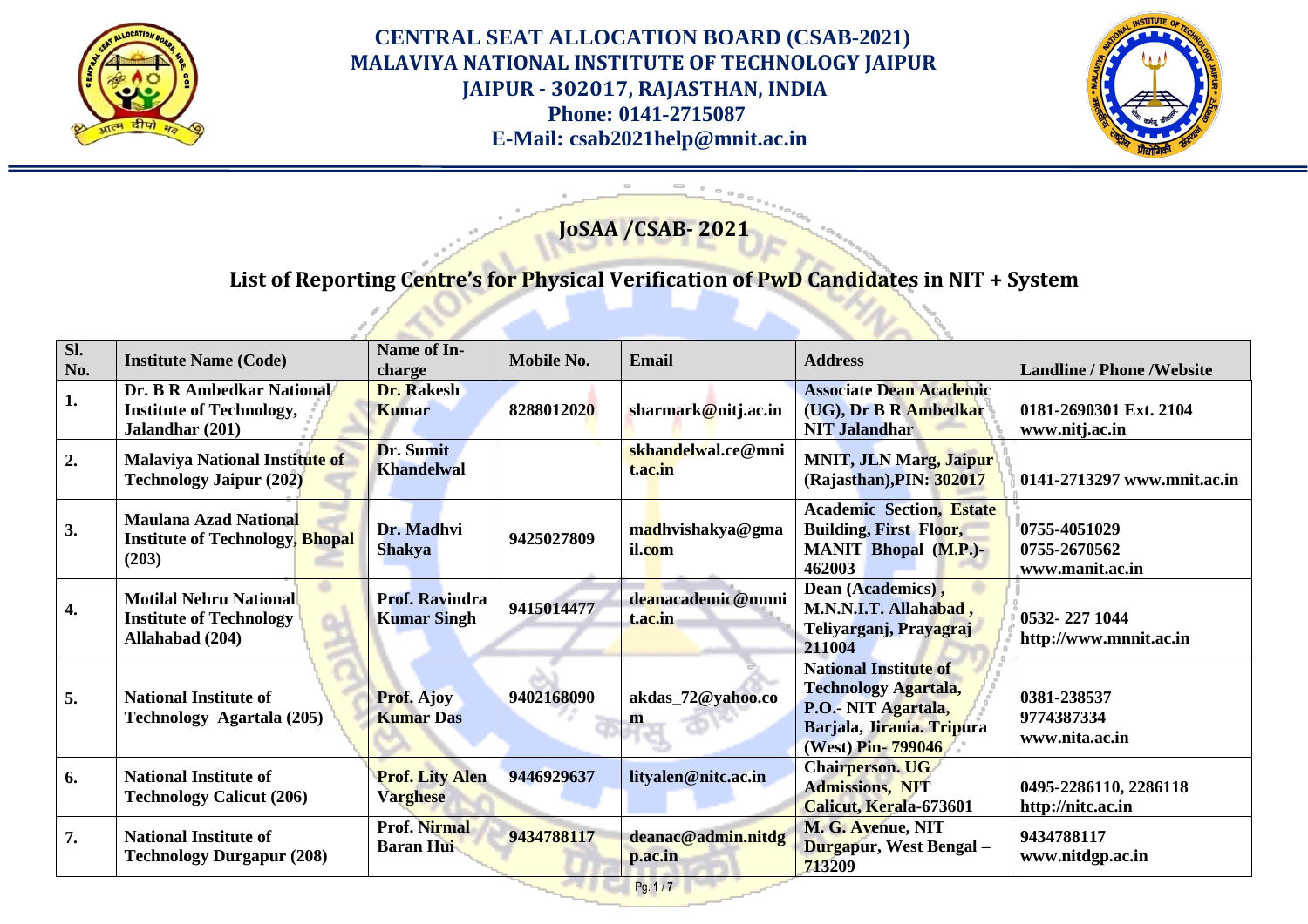# CENTRAL SEAT ALLOCATION BOARD (CSAB-2021)
## MALAVIYA NATIONAL INSTITUTE OF TECHNOLOGY JAIPUR
### JAIPUR - 302017, RAJASTHAN, INDIA
**Phone: 0141-2715087**
**E-Mail: csab2021help@mnit.ac.in**

## JoSAA /CSAB- 2021

## List of Reporting Centre's for Physical Verification of PwD Candidates in NIT + System

| Sl. No. | Institute Name (Code) | Name of In-charge | Mobile No. | Email | Address | Landline / Phone /Website |
|---|---|---|---|---|---|---|
| 1. | Dr. B R Ambedkar National Institute of Technology, Jalandhar (201) | Dr. Rakesh Kumar | 8288012020 | sharmark@nitj.ac.in | Associate Dean Academic (UG), Dr B R Ambedkar NIT Jalandhar | 0181-2690301 Ext. 2104 www.nitj.ac.in |
| 2. | Malaviya National Institute of Technology Jaipur (202) | Dr. Sumit Khandelwal | | skhandelwal.ce@mnit.ac.in | MNIT, JLN Marg, Jaipur (Rajasthan),PIN: 302017 | 0141-2713297 www.mnit.ac.in |
| 3. | Maulana Azad National Institute of Technology, Bhopal (203) | Dr. Madhvi Shakya | 9425027809 | madhvishakya@gmail.com | Academic Section, Estate Building, First Floor, MANIT Bhopal (M.P.)-462003 | 0755-4051029 0755-2670562 www.manit.ac.in |
| 4. | Motilal Nehru National Institute of Technology Allahabad (204) | Prof. Ravindra Kumar Singh | 9415014477 | deanacademic@mnnit.ac.in | Dean (Academics) , M.N.N.I.T. Allahabad , Teliyarganj, Prayagraj 211004 | 0532- 227 1044 http://www.mnnit.ac.in |
| 5. | National Institute of Technology Agartala (205) | Prof. Ajoy Kumar Das | 9402168090 | akdas_72@yahoo.com | National Institute of Technology Agartala, P.O.- NIT Agartala, Barjala, Jirania. Tripura (West) Pin- 799046 | 0381-238537 9774387334 www.nita.ac.in |
| 6. | National Institute of Technology Calicut (206) | Prof. Lity Alen Varghese | 9446929637 | lityalen@nitc.ac.in | Chairperson. UG Admissions, NIT Calicut, Kerala-673601 | 0495-2286110, 2286118 http://nitc.ac.in |
| 7. | National Institute of Technology Durgapur (208) | Prof. Nirmal Baran Hui | 9434788117 | deanac@admin.nitdgp.ac.in | M. G. Avenue, NIT Durgapur, West Bengal – 713209 | 9434788117 www.nitdgp.ac.in |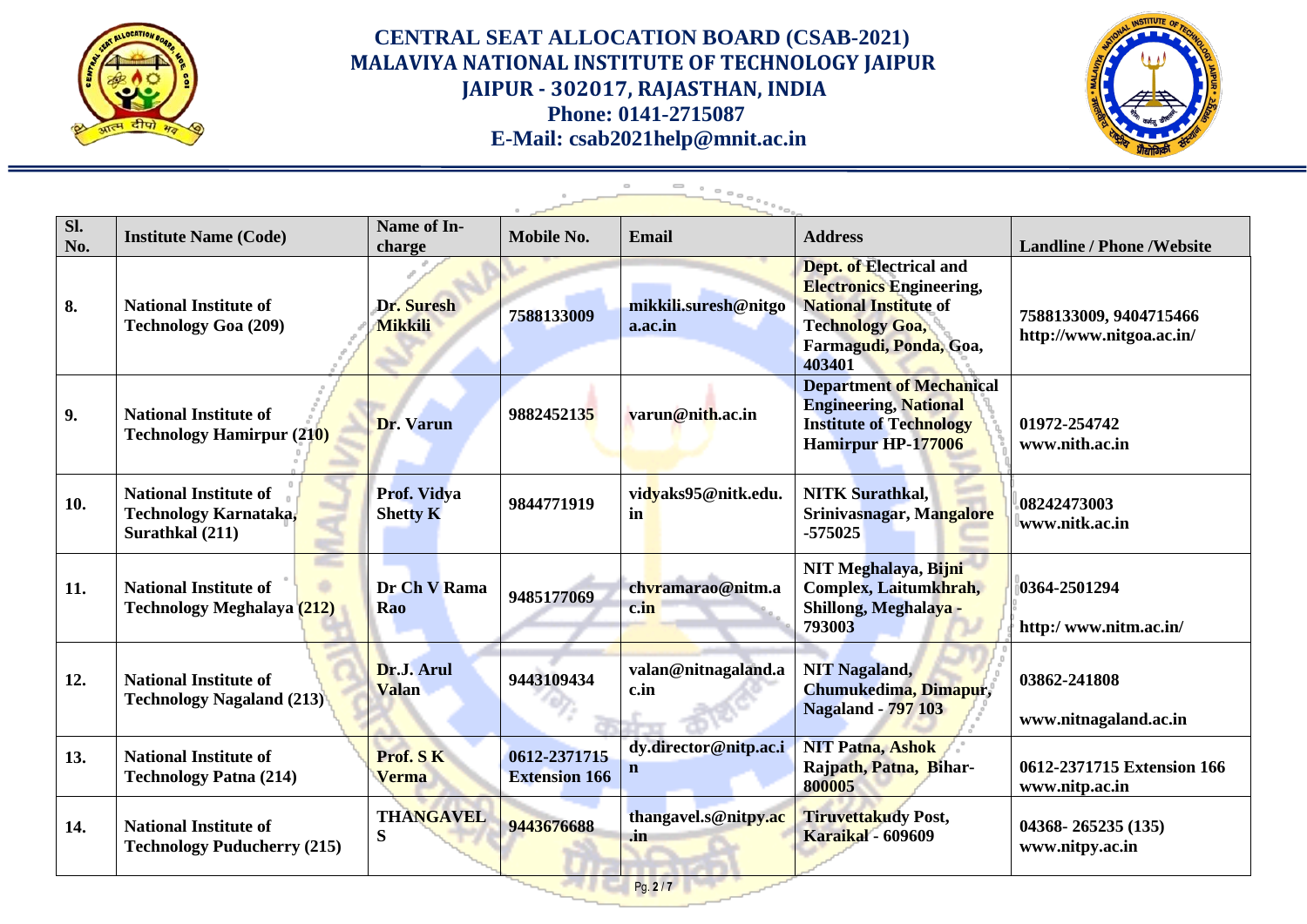# CENTRAL SEAT ALLOCATION BOARD (CSAB-2021)
## MALAVIYA NATIONAL INSTITUTE OF TECHNOLOGY JAIPUR
## JAIPUR - 302017, RAJASTHAN, INDIA
## Phone: 0141-2715087
## E-Mail: csab2021help@mnit.ac.in

| Sl. No. | Institute Name (Code) | Name of In-charge | Mobile No. | Email | Address | Landline / Phone /Website |
|---|---|---|---|---|---|---|
| 8. | National Institute of Technology Goa (209) | Dr. Suresh Mikkili | 7588133009 | mikkili.suresh@nitgoa.ac.in | Dept. of Electrical and Electronics Engineering, National Institute of Technology Goa, Farmagudi, Ponda, Goa, 403401 | 7588133009, 9404715466 http://www.nitgoa.ac.in/ |
| 9. | National Institute of Technology Hamirpur (210) | Dr. Varun | 9882452135 | varun@nith.ac.in | Department of Mechanical Engineering, National Institute of Technology Hamirpur HP-177006 | 01972-254742 www.nith.ac.in |
| 10. | National Institute of Technology Karnataka, Surathkal (211) | Prof. Vidya Shetty K | 9844771919 | vidyaks95@nitk.edu.in | NITK Surathkal, Srinivasnagar, Mangalore -575025 | 08242473003 www.nitk.ac.in |
| 11. | National Institute of Technology Meghalaya (212) | Dr Ch V Rama Rao | 9485177069 | chvramarao@nitm.ac.in | NIT Meghalaya, Bijni Complex, Laitumkhrah, Shillong, Meghalaya - 793003 | 0364-2501294 http:/ www.nitm.ac.in/ |
| 12. | National Institute of Technology Nagaland (213) | Dr.J. Arul Valan | 9443109434 | valan@nitnagaland.ac.in | NIT Nagaland, Chumukedima, Dimapur, Nagaland - 797 103 | 03862-241808 www.nitnagaland.ac.in |
| 13. | National Institute of Technology Patna (214) | Prof. S K Verma | 0612-2371715 Extension 166 | dy.director@nitp.ac.in | NIT Patna, Ashok Rajpath, Patna, Bihar-800005 | 0612-2371715 Extension 166 www.nitp.ac.in |
| 14. | National Institute of Technology Puducherry (215) | THANGAVEL S | 9443676688 | thangavel.s@nitpy.ac.in | Tiruvettakudy Post, Karaikal - 609609 | 04368- 265235 (135) www.nitpy.ac.in |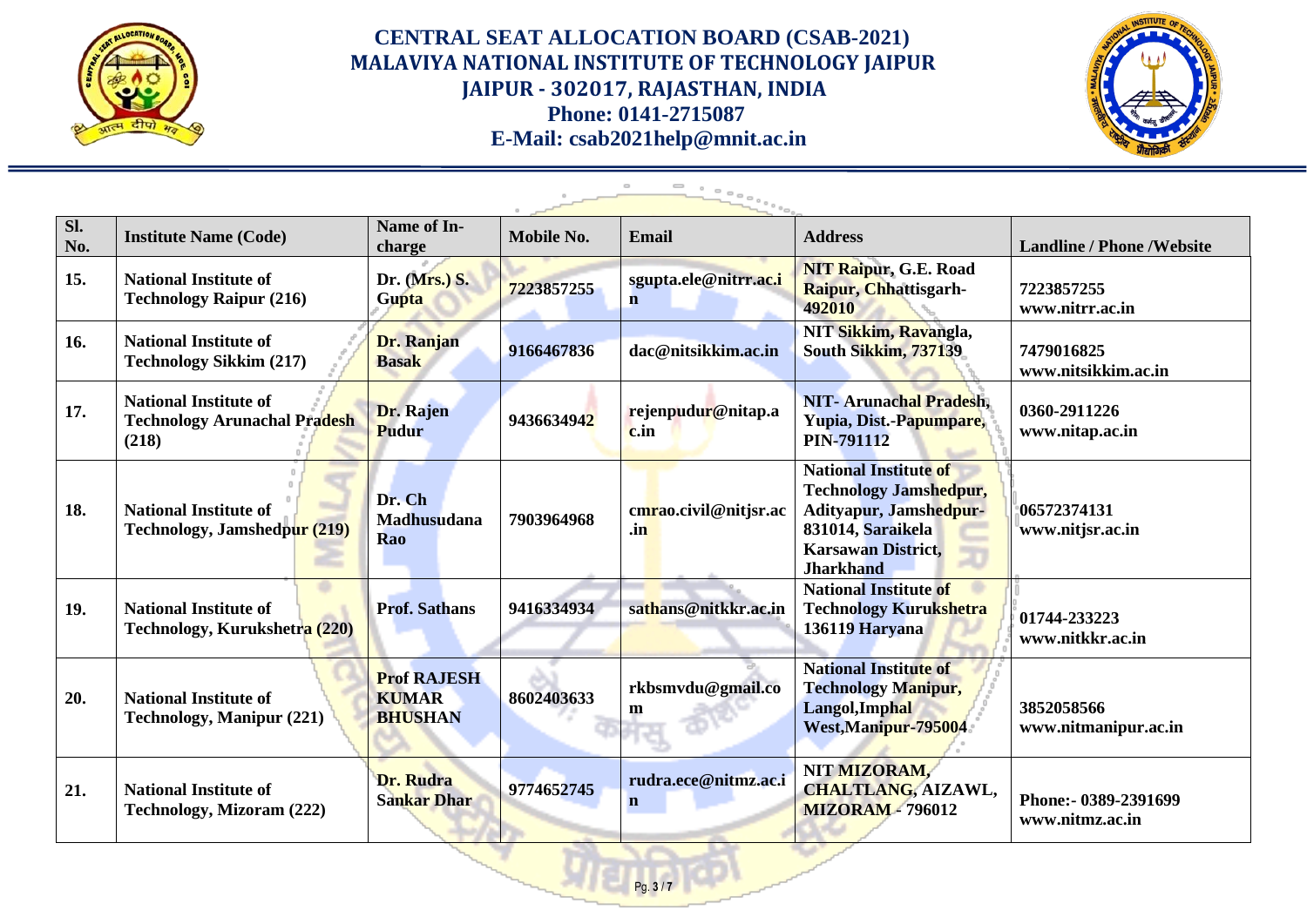# CENTRAL SEAT ALLOCATION BOARD (CSAB-2021)

## MALAVIYA NATIONAL INSTITUTE OF TECHNOLOGY JAIPUR

## JAIPUR - 302017, RAJASTHAN, INDIA

**Phone: 0141-2715087**

**E-Mail: csab2021help@mnit.ac.in**

| Sl. No. | Institute Name (Code) | Name of In-charge | Mobile No. | Email | Address | Landline / Phone /Website |
|---|---|---|---|---|---|---|
| 15. | National Institute of Technology Raipur (216) | Dr. (Mrs.) S. Gupta | 7223857255 | sgupta.ele@nitrr.ac.in | NIT Raipur, G.E. Road Raipur, Chhattisgarh-492010 | 7223857255 www.nitrr.ac.in |
| 16. | National Institute of Technology Sikkim (217) | Dr. Ranjan Basak | 9166467836 | dac@nitsikkim.ac.in | NIT Sikkim, Ravangla, South Sikkim, 737139 | 7479016825 www.nitsikkim.ac.in |
| 17. | National Institute of Technology Arunachal Pradesh (218) | Dr. Rajen Pudur | 9436634942 | rejenpudur@nitap.ac.in | NIT- Arunachal Pradesh, Yupia, Dist.-Papumpare, PIN-791112 | 0360-2911226 www.nitap.ac.in |
| 18. | National Institute of Technology, Jamshedpur (219) | Dr. Ch Madhusudana Rao | 7903964968 | cmrao.civil@nitjsr.ac.in | National Institute of Technology Jamshedpur, Adityapur, Jamshedpur-831014, Saraikela Karsawan District, Jharkhand | 06572374131 www.nitjsr.ac.in |
| 19. | National Institute of Technology, Kurukshetra (220) | Prof. Sathans | 9416334934 | sathans@nitkkr.ac.in | National Institute of Technology Kurukshetra 136119 Haryana | 01744-233223 www.nitkkr.ac.in |
| 20. | National Institute of Technology, Manipur (221) | Prof RAJESH KUMAR BHUSHAN | 8602403633 | rkbsmvdu@gmail.com | National Institute of Technology Manipur, Langol,Imphal West,Manipur-795004 | 3852058566 www.nitmanipur.ac.in |
| 21. | National Institute of Technology, Mizoram (222) | Dr. Rudra Sankar Dhar | 9774652745 | rudra.ece@nitmz.ac.in | NIT MIZORAM, CHALTLANG, AIZAWL, MIZORAM - 796012 | Phone:- 0389-2391699 www.nitmz.ac.in |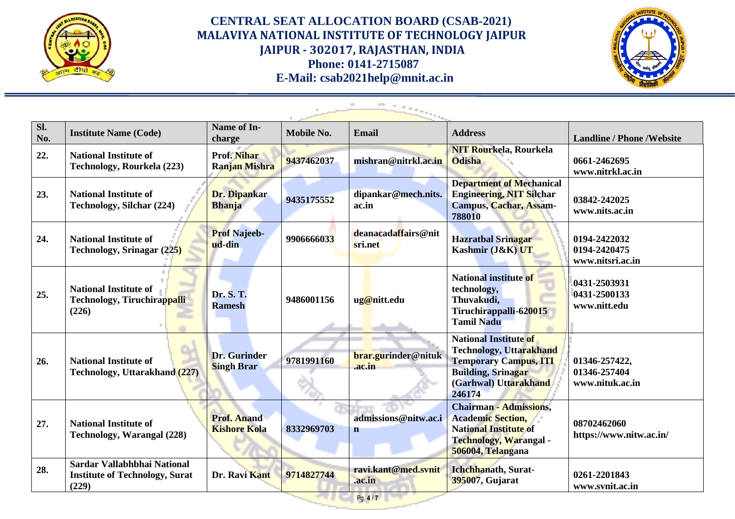# CENTRAL SEAT ALLOCATION BOARD (CSAB-2021)
## MALAVIYA NATIONAL INSTITUTE OF TECHNOLOGY JAIPUR
## JAIPUR - 302017, RAJASTHAN, INDIA
## Phone: 0141-2715087
## E-Mail: csab2021help@mnit.ac.in

| Sl. No. | Institute Name (Code) | Name of In-charge | Mobile No. | Email | Address | Landline / Phone /Website |
|---|---|---|---|---|---|---|
| 22. | National Institute of Technology, Rourkela (223) | Prof. Nihar Ranjan Mishra | 9437462037 | mishran@nitrkl.ac.in | NIT Rourkela, Rourkela Odisha | 0661-2462695 www.nitrkl.ac.in |
| 23. | National Institute of Technology, Silchar (224) | Dr. Dipankar Bhanja | 9435175552 | dipankar@mech.nits.ac.in | Department of Mechanical Engineering, NIT Silchar Campus, Cachar, Assam-788010 | 03842-242025 www.nits.ac.in |
| 24. | National Institute of Technology, Srinagar (225) | Prof Najeeb-ud-din | 9906666033 | deanacadaffairs@nitsri.net | Hazratbal Srinagar Kashmir (J&K) UT | 0194-2422032 0194-2420475 www.nitsri.ac.in |
| 25. | National Institute of Technology, Tiruchirappalli (226) | Dr. S. T. Ramesh | 9486001156 | ug@nitt.edu | National institute of technology, Thuvakudi, Tiruchirappalli-620015 Tamil Nadu | 0431-2503931 0431-2500133 www.nitt.edu |
| 26. | National Institute of Technology, Uttarakhand (227) | Dr. Gurinder Singh Brar | 9781991160 | brar.gurinder@nituk.ac.in | National Institute of Technology, Uttarakhand Temporary Campus, ITI Building, Srinagar (Garhwal) Uttarakhand 246174 | 01346-257422, 01346-257404 www.nituk.ac.in |
| 27. | National Institute of Technology, Warangal (228) | Prof. Anand Kishore Kola | 8332969703 | admissions@nitw.ac.in | Chairman - Admissions, Academic Section, National Institute of Technology, Warangal - 506004, Telangana | 08702462060 https://www.nitw.ac.in/ |
| 28. | Sardar Vallabhbhai National Institute of Technology, Surat (229) | Dr. Ravi Kant | 9714827744 | ravi.kant@med.svnit.ac.in | Ichchhanath, Surat-395007, Gujarat | 0261-2201843 www.svnit.ac.in |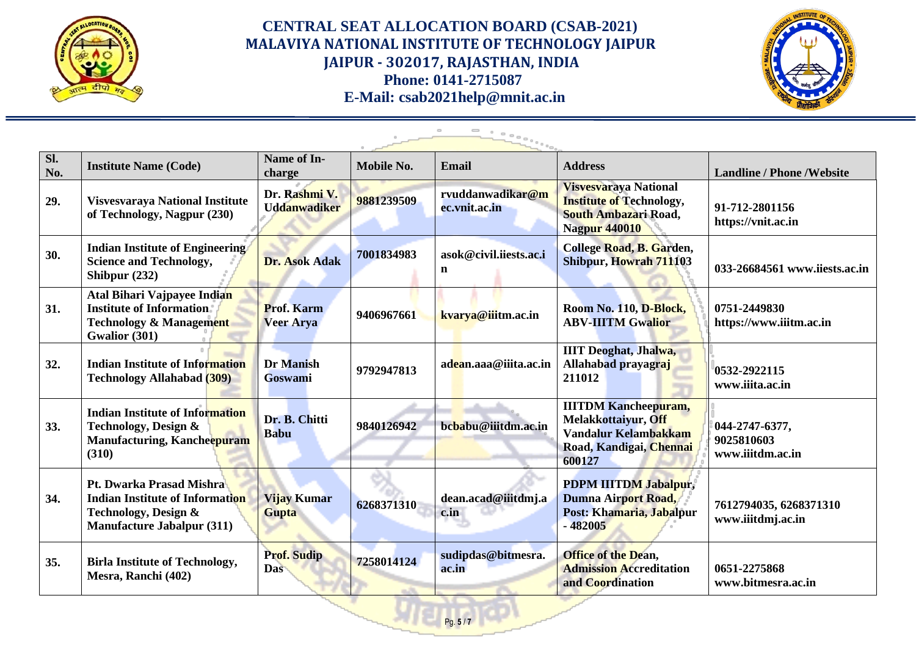# CENTRAL SEAT ALLOCATION BOARD (CSAB-2021)
## MALAVIYA NATIONAL INSTITUTE OF TECHNOLOGY JAIPUR
## JAIPUR - 302017, RAJASTHAN, INDIA
## Phone: 0141-2715087
## E-Mail: csab2021help@mnit.ac.in

| Sl. No. | Institute Name (Code) | Name of In-charge | Mobile No. | Email | Address | Landline / Phone /Website |
|---|---|---|---|---|---|---|
| 29. | Visvesvaraya National Institute of Technology, Nagpur (230) | Dr. Rashmi V. Uddanwadiker | 9881239509 | rvuddanwadikar@mec.vnit.ac.in | Visvesvaraya National Institute of Technology, South Ambazari Road, Nagpur 440010 | 91-712-2801156 https://vnit.ac.in |
| 30. | Indian Institute of Engineering Science and Technology, Shibpur (232) | Dr. Asok Adak | 7001834983 | asok@civil.iiests.ac.in | College Road, B. Garden, Shibpur, Howrah 711103 | 033-26684561 www.iiests.ac.in |
| 31. | Atal Bihari Vajpayee Indian Institute of Information Technology & Management Gwalior (301) | Prof. Karm Veer Arya | 9406967661 | kvarya@iiitm.ac.in | Room No. 110, D-Block, ABV-IIITM Gwalior | 0751-2449830 https://www.iiitm.ac.in |
| 32. | Indian Institute of Information Technology Allahabad (309) | Dr Manish Goswami | 9792947813 | adean.aaa@iiita.ac.in | IIIT Deoghat, Jhalwa, Allahabad prayagraj 211012 | 0532-2922115 www.iiita.ac.in |
| 33. | Indian Institute of Information Technology, Design & Manufacturing, Kancheepuram (310) | Dr. B. Chitti Babu | 9840126942 | bcbabu@iiitdm.ac.in | IIITDM Kancheepuram, Melakkottaiyur, Off Vandalur Kelambakkam Road, Kandigai, Chennai 600127 | 044-2747-6377, 9025810603 www.iiitdm.ac.in |
| 34. | Pt. Dwarka Prasad Mishra Indian Institute of Information Technology, Design & Manufacture Jabalpur (311) | Vijay Kumar Gupta | 6268371310 | dean.acad@iiitdmj.ac.in | PDPM IIITDM Jabalpur, Dumna Airport Road, Post: Khamaria, Jabalpur - 482005 | 7612794035, 6268371310 www.iiitdmj.ac.in |
| 35. | Birla Institute of Technology, Mesra, Ranchi (402) | Prof. Sudip Das | 7258014124 | sudipdas@bitmesra.ac.in | Office of the Dean, Admission Accreditation and Coordination | 0651-2275868 www.bitmesra.ac.in |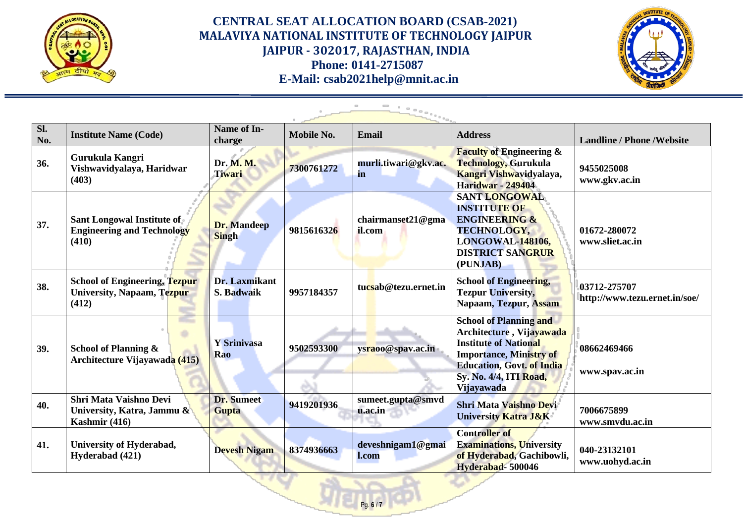# CENTRAL SEAT ALLOCATION BOARD (CSAB-2021)
## MALAVIYA NATIONAL INSTITUTE OF TECHNOLOGY JAIPUR
## JAIPUR - 302017, RAJASTHAN, INDIA
## Phone: 0141-2715087
## E-Mail: csab2021help@mnit.ac.in

| Sl. No. | Institute Name (Code) | Name of In-charge | Mobile No. | Email | Address | Landline / Phone /Website |
|---|---|---|---|---|---|---|
| 36. | Gurukula Kangri Vishwavidyalaya, Haridwar (403) | Dr. M. M. Tiwari | 7300761272 | murli.tiwari@gkv.ac.in | Faculty of Engineering & Technology, Gurukula Kangri Vishwavidyalaya, Haridwar - 249404 | 9455025008 www.gkv.ac.in |
| 37. | Sant Longowal Institute of Engineering and Technology (410) | Dr. Mandeep Singh | 9815616326 | chairmanset21@gmail.com | SANT LONGOWAL INSTITUTE OF ENGINEERING & TECHNOLOGY, LONGOWAL-148106, DISTRICT SANGRUR (PUNJAB) | 01672-280072 www.sliet.ac.in |
| 38. | School of Engineering, Tezpur University, Napaam, Tezpur (412) | Dr. Laxmikant S. Badwaik | 9957184357 | tucsab@tezu.ernet.in | School of Engineering, Tezpur University, Napaam, Tezpur, Assam | 03712-275707 http://www.tezu.ernet.in/soe/ |
| 39. | School of Planning & Architecture Vijayawada (415) | Y Srinivasa Rao | 9502593300 | ysraoo@spav.ac.in | School of Planning and Architecture , Vijayawada Institute of National Importance, Ministry of Education, Govt. of India Sy. No. 4/4, ITI Road, Vijayawada | 08662469466 www.spav.ac.in |
| 40. | Shri Mata Vaishno Devi University, Katra, Jammu & Kashmir (416) | Dr. Sumeet Gupta | 9419201936 | sumeet.gupta@smvdu.ac.in | Shri Mata Vaishno Devi University Katra J&K | 7006675899 www.smvdu.ac.in |
| 41. | University of Hyderabad, Hyderabad (421) | Devesh Nigam | 8374936663 | deveshnigam1@gmail.com | Controller of Examinations, University of Hyderabad, Gachibowli, Hyderabad- 500046 | 040-23132101 www.uohyd.ac.in |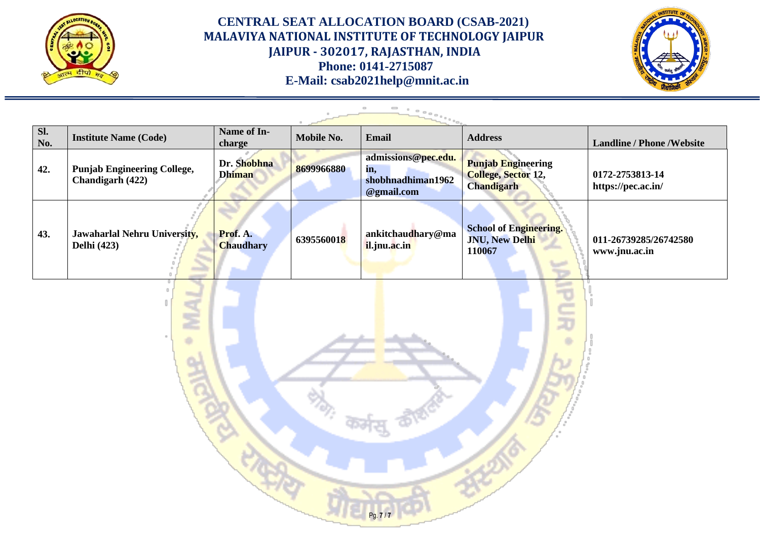# CENTRAL SEAT ALLOCATION BOARD (CSAB-2021)
## MALAVIYA NATIONAL INSTITUTE OF TECHNOLOGY JAIPUR
## JAIPUR - 302017, RAJASTHAN, INDIA
**Phone: 0141-2715087**
**E-Mail: csab2021help@mnit.ac.in**

| Sl. No. | Institute Name (Code) | Name of In-charge | Mobile No. | Email | Address | Landline / Phone /Website |
|---|---|---|---|---|---|---|
| 42. | Punjab Engineering College, Chandigarh (422) | Dr. Shobhna Dhiman | 8699966880 | admissions@pec.edu.in, shobhnadhiman1962@gmail.com | Punjab Engineering College, Sector 12, Chandigarh | 0172-2753813-14 https://pec.ac.in/ |
| 43. | Jawaharlal Nehru University, Delhi (423) | Prof. A. Chaudhary | 6395560018 | ankitchaudhary@mail.jnu.ac.in | School of Engineering. JNU, New Delhi 110067 | 011-26739285/26742580 www.jnu.ac.in |